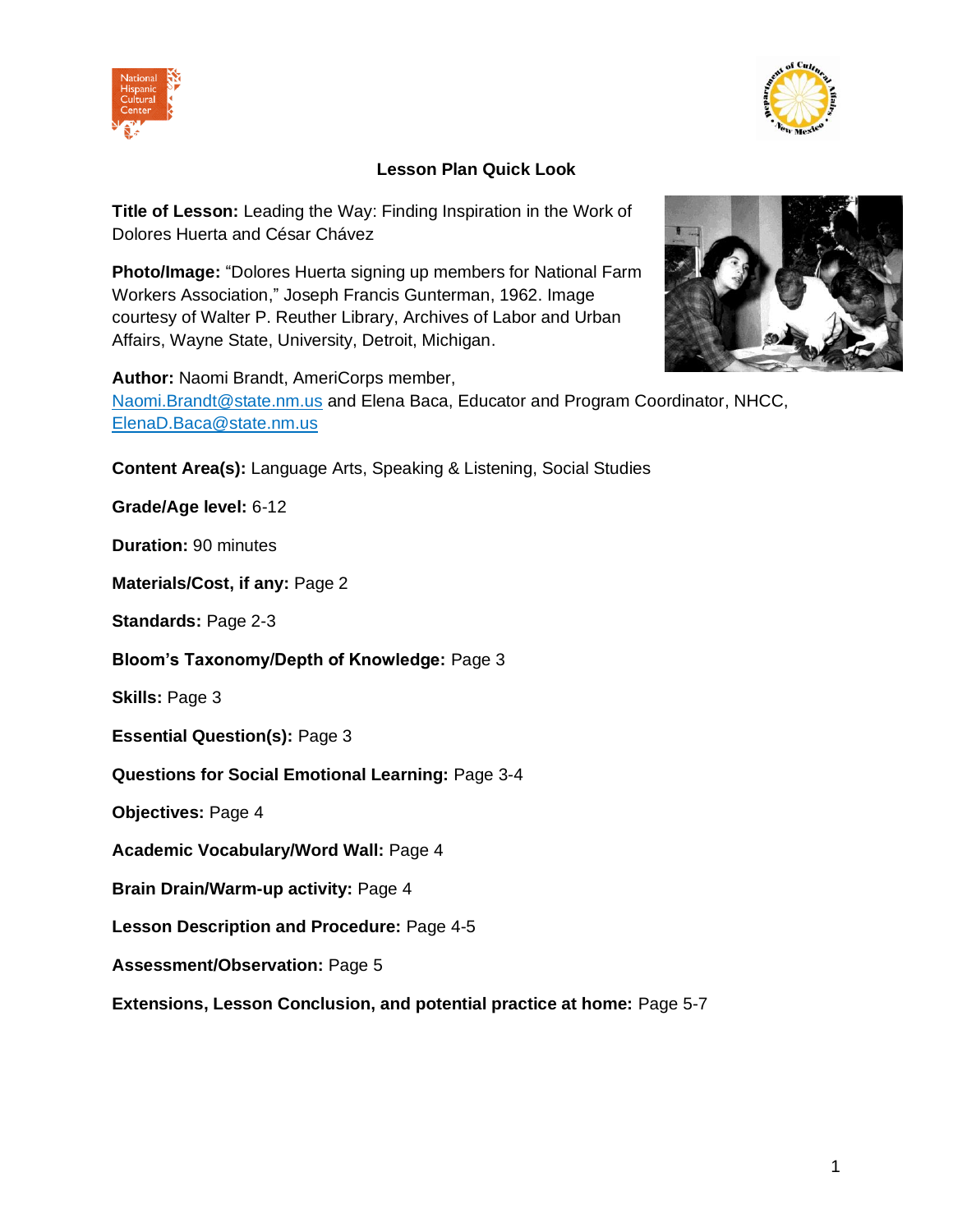# Lesson Plan Quick Look

**Title of Lesson:** Leading the Way: Finding Inspiration in the Work of Dolores Huerta and César Chávez

**Photo/Image:** "Dolores Huerta signing up members for National Farm Workers Association," Joseph Francis Gunterman, 1962. Image courtesy of Walter P. Reuther Library, Archives of Labor and Urban Affairs, Wayne State, University, Detroit, Michigan.

**Author:** Naomi Brandt, AmeriCorps member, Naomi.Brandt@state.nm.us and Elena Baca, Educator and Program Coordinator, NHCC, ElenaD.Baca@state.nm.us

**Content Area(s):** Language Arts, Speaking & Listening, Social Studies

**Grade/Age level:** 6-12

**Duration:** 90 minutes

**Materials/Cost, if any:** Page 2

**Standards:** Page 2-3

**Bloom's Taxonomy/Depth of Knowledge:** Page 3

**Skills:** Page 3

**Essential Question(s):** Page 3

**Questions for Social Emotional Learning:** Page 3-4

**Objectives:** Page 4

**Academic Vocabulary/Word Wall:** Page 4

**Brain Drain/Warm-up activity:** Page 4

**Lesson Description and Procedure:** Page 4-5

**Assessment/Observation:** Page 5

**Extensions, Lesson Conclusion, and potential practice at home:** Page 5-7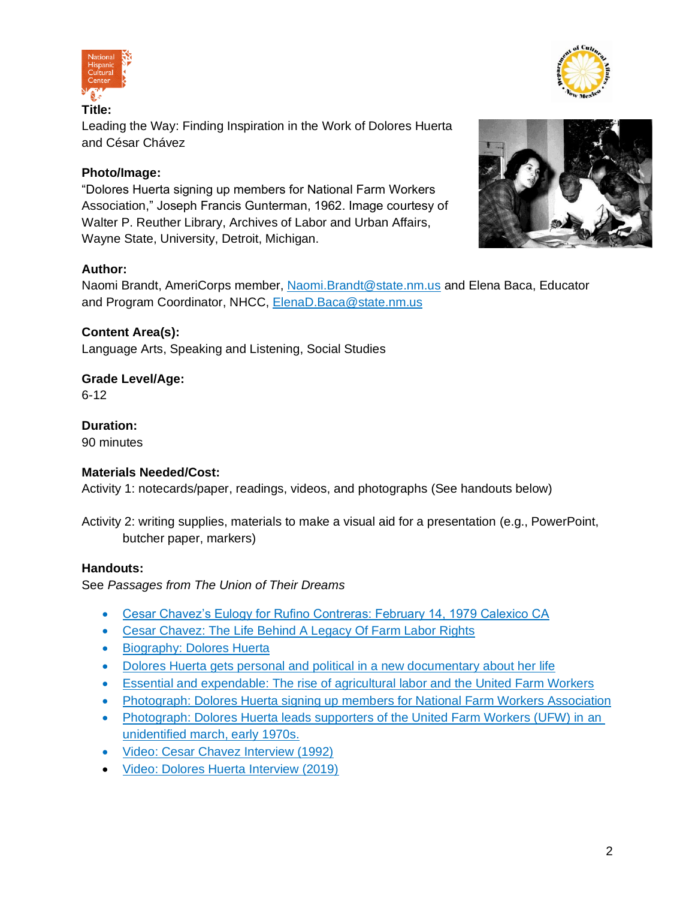**Title:**

Leading the Way: Finding Inspiration in the Work of Dolores Huerta and César Chávez

**Photo/Image:**

"Dolores Huerta signing up members for National Farm Workers Association," Joseph Francis Gunterman, 1962. Image courtesy of Walter P. Reuther Library, Archives of Labor and Urban Affairs, Wayne State, University, Detroit, Michigan.

**Author:**

Naomi Brandt, AmeriCorps member, Naomi.Brandt@state.nm.us and Elena Baca, Educator and Program Coordinator, NHCC, ElenaD.Baca@state.nm.us

**Content Area(s):**

Language Arts, Speaking and Listening, Social Studies

**Grade Level/Age:**

6-12

**Duration:**

90 minutes

**Materials Needed/Cost:**

Activity 1: notecards/paper, readings, videos, and photographs (See handouts below)

Activity 2: writing supplies, materials to make a visual aid for a presentation (e.g., PowerPoint, butcher paper, markers)

**Handouts:**

See *Passages from The Union of Their Dreams*

- Cesar Chavez's Eulogy for Rufino Contreras: February 14, 1979 Calexico CA
- Cesar Chavez: The Life Behind A Legacy Of Farm Labor Rights
- Biography: Dolores Huerta
- Dolores Huerta gets personal and political in a new documentary about her life
- Essential and expendable: The rise of agricultural labor and the United Farm Workers
- Photograph: Dolores Huerta signing up members for National Farm Workers Association
- Photograph: Dolores Huerta leads supporters of the United Farm Workers (UFW) in an unidentified march, early 1970s.
- Video: Cesar Chavez Interview (1992)
- Video: Dolores Huerta Interview (2019)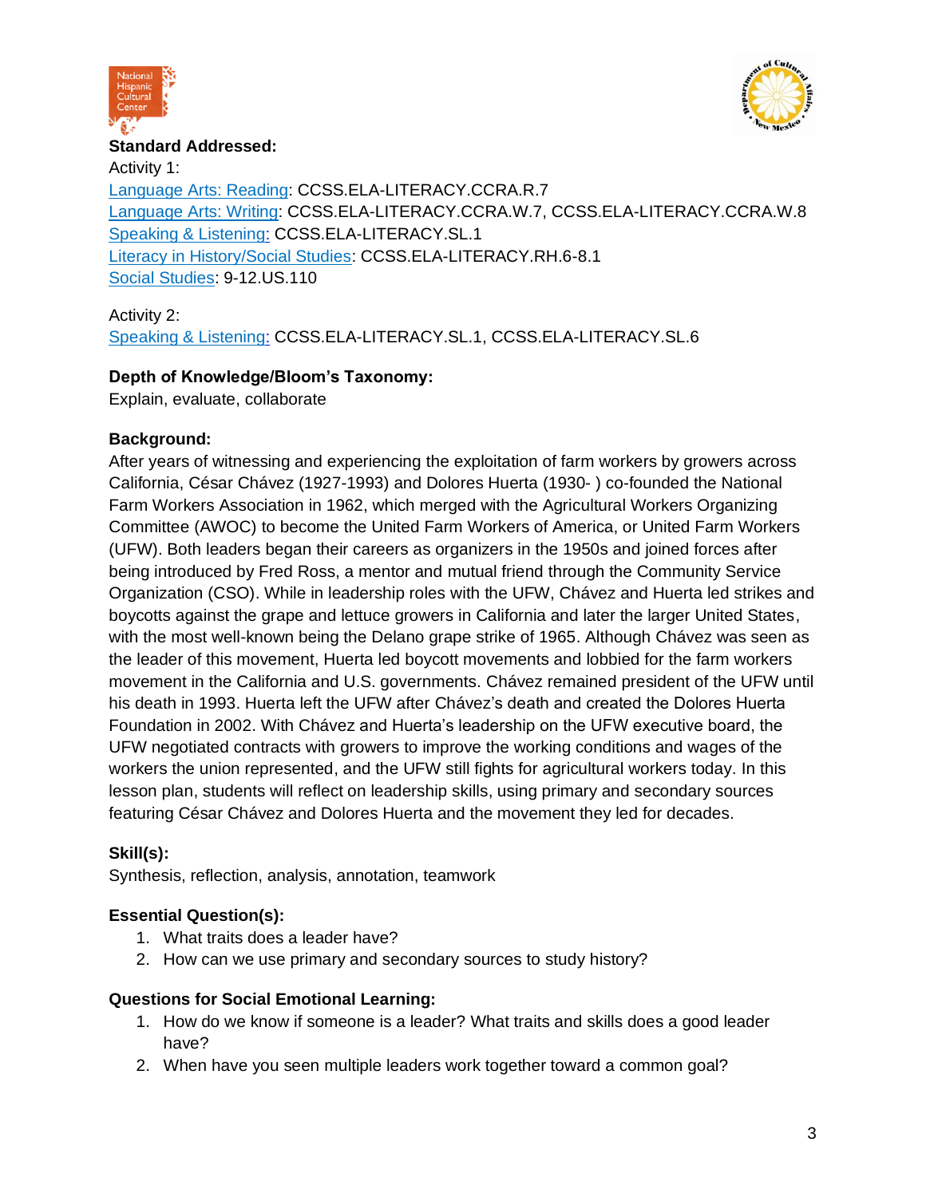**Standard Addressed:**

Activity 1:
[Language Arts: Reading]: CCSS.ELA-LITERACY.CCRA.R.7
[Language Arts: Writing]: CCSS.ELA-LITERACY.CCRA.W.7, CCSS.ELA-LITERACY.CCRA.W.8
[Speaking & Listening:] CCSS.ELA-LITERACY.SL.1
[Literacy in History/Social Studies]: CCSS.ELA-LITERACY.RH.6-8.1
[Social Studies]: 9-12.US.110

Activity 2:
[Speaking & Listening:] CCSS.ELA-LITERACY.SL.1, CCSS.ELA-LITERACY.SL.6

**Depth of Knowledge/Bloom's Taxonomy:**

Explain, evaluate, collaborate

**Background:**

After years of witnessing and experiencing the exploitation of farm workers by growers across California, César Chávez (1927-1993) and Dolores Huerta (1930- ) co-founded the National Farm Workers Association in 1962, which merged with the Agricultural Workers Organizing Committee (AWOC) to become the United Farm Workers of America, or United Farm Workers (UFW). Both leaders began their careers as organizers in the 1950s and joined forces after being introduced by Fred Ross, a mentor and mutual friend through the Community Service Organization (CSO). While in leadership roles with the UFW, Chávez and Huerta led strikes and boycotts against the grape and lettuce growers in California and later the larger United States, with the most well-known being the Delano grape strike of 1965. Although Chávez was seen as the leader of this movement, Huerta led boycott movements and lobbied for the farm workers movement in the California and U.S. governments. Chávez remained president of the UFW until his death in 1993. Huerta left the UFW after Chávez's death and created the Dolores Huerta Foundation in 2002. With Chávez and Huerta's leadership on the UFW executive board, the UFW negotiated contracts with growers to improve the working conditions and wages of the workers the union represented, and the UFW still fights for agricultural workers today. In this lesson plan, students will reflect on leadership skills, using primary and secondary sources featuring César Chávez and Dolores Huerta and the movement they led for decades.

**Skill(s):**

Synthesis, reflection, analysis, annotation, teamwork

**Essential Question(s):**

1. What traits does a leader have?
2. How can we use primary and secondary sources to study history?

**Questions for Social Emotional Learning:**

1. How do we know if someone is a leader? What traits and skills does a good leader have?
2. When have you seen multiple leaders work together toward a common goal?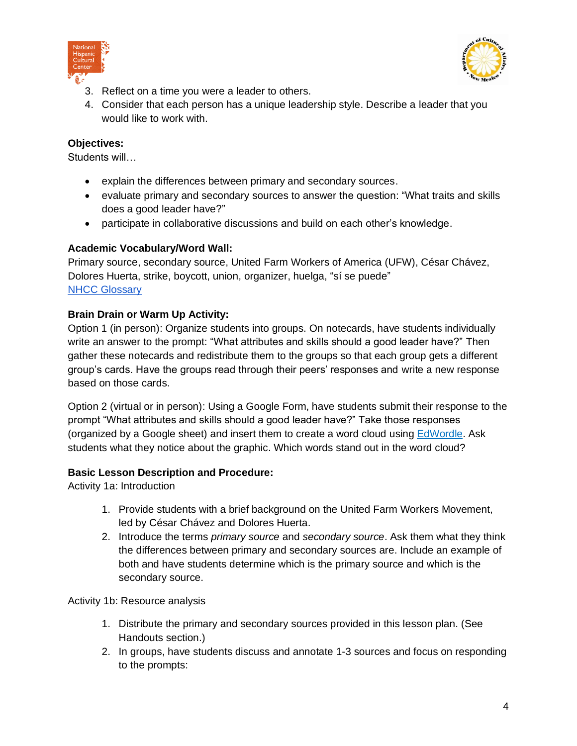3. Reflect on a time you were a leader to others.
4. Consider that each person has a unique leadership style. Describe a leader that you would like to work with.

**Objectives:**

Students will…

- explain the differences between primary and secondary sources.
- evaluate primary and secondary sources to answer the question: "What traits and skills does a good leader have?"
- participate in collaborative discussions and build on each other's knowledge.

**Academic Vocabulary/Word Wall:**

Primary source, secondary source, United Farm Workers of America (UFW), César Chávez, Dolores Huerta, strike, boycott, union, organizer, huelga, "sí se puede"

[NHCC Glossary]

**Brain Drain or Warm Up Activity:**

Option 1 (in person): Organize students into groups. On notecards, have students individually write an answer to the prompt: "What attributes and skills should a good leader have?" Then gather these notecards and redistribute them to the groups so that each group gets a different group's cards. Have the groups read through their peers' responses and write a new response based on those cards.

Option 2 (virtual or in person): Using a Google Form, have students submit their response to the prompt "What attributes and skills should a good leader have?" Take those responses (organized by a Google sheet) and insert them to create a word cloud using [EdWordle]. Ask students what they notice about the graphic. Which words stand out in the word cloud?

**Basic Lesson Description and Procedure:**

Activity 1a: Introduction

1. Provide students with a brief background on the United Farm Workers Movement, led by César Chávez and Dolores Huerta.
2. Introduce the terms *primary source* and *secondary source*. Ask them what they think the differences between primary and secondary sources are. Include an example of both and have students determine which is the primary source and which is the secondary source.

Activity 1b: Resource analysis

1. Distribute the primary and secondary sources provided in this lesson plan. (See Handouts section.)
2. In groups, have students discuss and annotate 1-3 sources and focus on responding to the prompts: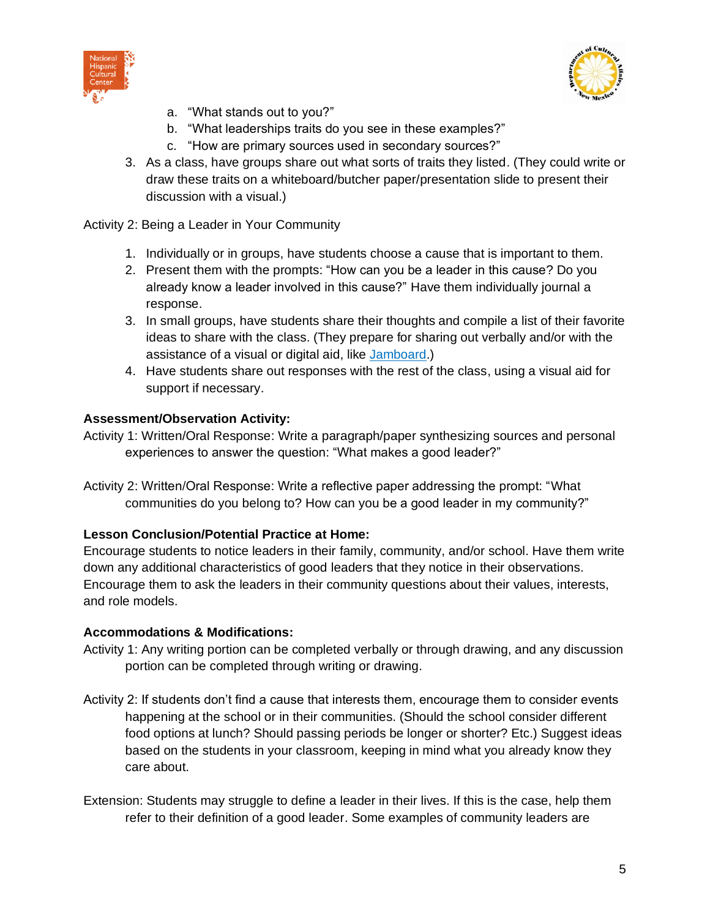a. "What stands out to you?"
   b. "What leaderships traits do you see in these examples?"
   c. "How are primary sources used in secondary sources?"
3. As a class, have groups share out what sorts of traits they listed. (They could write or draw these traits on a whiteboard/butcher paper/presentation slide to present their discussion with a visual.)

Activity 2: Being a Leader in Your Community

1. Individually or in groups, have students choose a cause that is important to them.
2. Present them with the prompts: "How can you be a leader in this cause? Do you already know a leader involved in this cause?" Have them individually journal a response.
3. In small groups, have students share their thoughts and compile a list of their favorite ideas to share with the class. (They prepare for sharing out verbally and/or with the assistance of a visual or digital aid, like Jamboard.)
4. Have students share out responses with the rest of the class, using a visual aid for support if necessary.

**Assessment/Observation Activity:**

Activity 1: Written/Oral Response: Write a paragraph/paper synthesizing sources and personal experiences to answer the question: "What makes a good leader?"

Activity 2: Written/Oral Response: Write a reflective paper addressing the prompt: "What communities do you belong to? How can you be a good leader in my community?"

**Lesson Conclusion/Potential Practice at Home:**

Encourage students to notice leaders in their family, community, and/or school. Have them write down any additional characteristics of good leaders that they notice in their observations. Encourage them to ask the leaders in their community questions about their values, interests, and role models.

**Accommodations & Modifications:**

Activity 1: Any writing portion can be completed verbally or through drawing, and any discussion portion can be completed through writing or drawing.

Activity 2: If students don't find a cause that interests them, encourage them to consider events happening at the school or in their communities. (Should the school consider different food options at lunch? Should passing periods be longer or shorter? Etc.) Suggest ideas based on the students in your classroom, keeping in mind what you already know they care about.

Extension: Students may struggle to define a leader in their lives. If this is the case, help them refer to their definition of a good leader. Some examples of community leaders are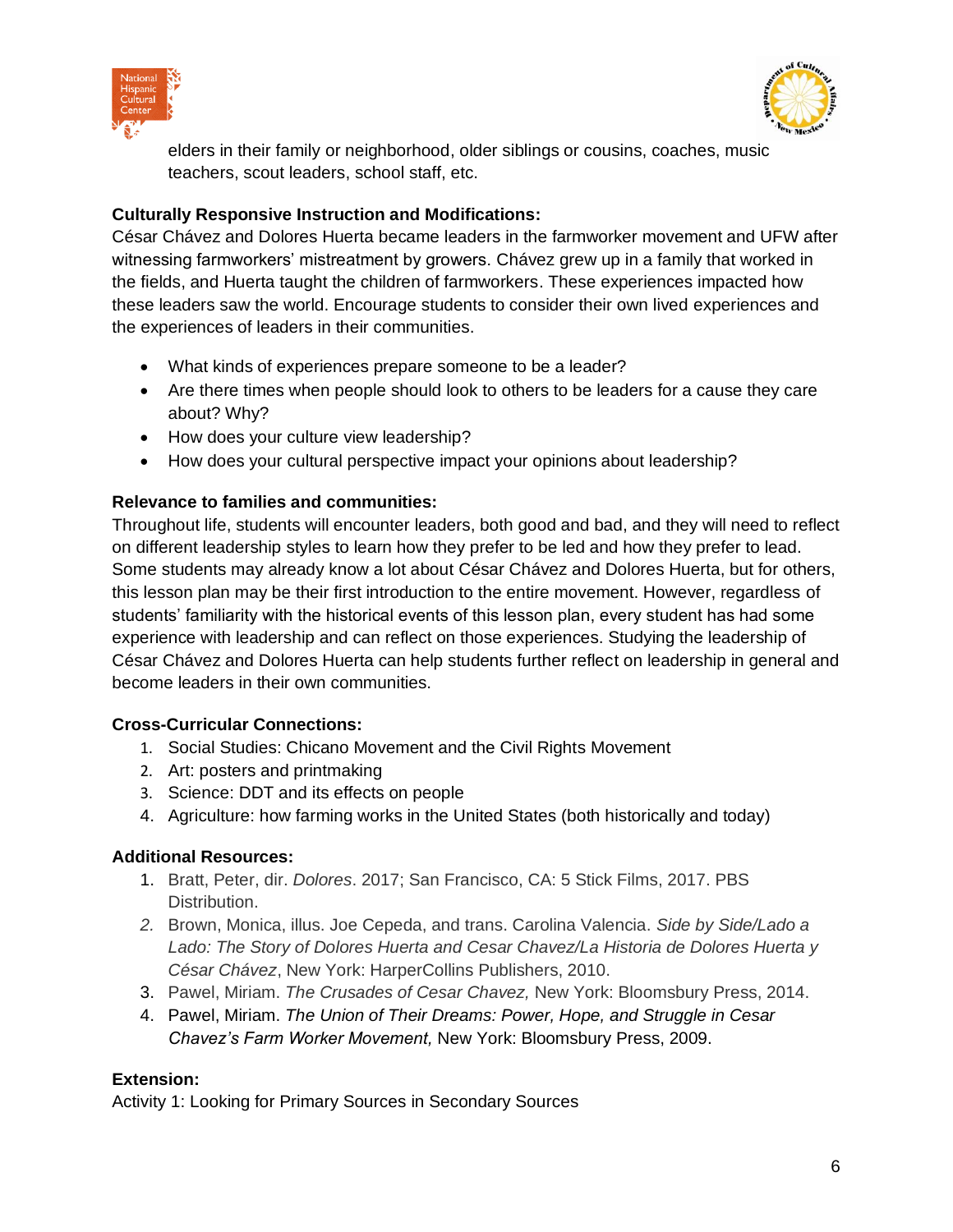elders in their family or neighborhood, older siblings or cousins, coaches, music teachers, scout leaders, school staff, etc.

**Culturally Responsive Instruction and Modifications:**

César Chávez and Dolores Huerta became leaders in the farmworker movement and UFW after witnessing farmworkers' mistreatment by growers. Chávez grew up in a family that worked in the fields, and Huerta taught the children of farmworkers. These experiences impacted how these leaders saw the world. Encourage students to consider their own lived experiences and the experiences of leaders in their communities.

- What kinds of experiences prepare someone to be a leader?
- Are there times when people should look to others to be leaders for a cause they care about? Why?
- How does your culture view leadership?
- How does your cultural perspective impact your opinions about leadership?

**Relevance to families and communities:**

Throughout life, students will encounter leaders, both good and bad, and they will need to reflect on different leadership styles to learn how they prefer to be led and how they prefer to lead. Some students may already know a lot about César Chávez and Dolores Huerta, but for others, this lesson plan may be their first introduction to the entire movement. However, regardless of students' familiarity with the historical events of this lesson plan, every student has had some experience with leadership and can reflect on those experiences. Studying the leadership of César Chávez and Dolores Huerta can help students further reflect on leadership in general and become leaders in their own communities.

**Cross-Curricular Connections:**

1. Social Studies: Chicano Movement and the Civil Rights Movement
2. Art: posters and printmaking
3. Science: DDT and its effects on people
4. Agriculture: how farming works in the United States (both historically and today)

**Additional Resources:**

1. Bratt, Peter, dir. *Dolores*. 2017; San Francisco, CA: 5 Stick Films, 2017. PBS Distribution.
2. Brown, Monica, illus. Joe Cepeda, and trans. Carolina Valencia. *Side by Side/Lado a Lado: The Story of Dolores Huerta and Cesar Chavez/La Historia de Dolores Huerta y César Chávez*, New York: HarperCollins Publishers, 2010.
3. Pawel, Miriam. *The Crusades of Cesar Chavez,* New York: Bloomsbury Press, 2014.
4. Pawel, Miriam. *The Union of Their Dreams: Power, Hope, and Struggle in Cesar Chavez's Farm Worker Movement,* New York: Bloomsbury Press, 2009.

**Extension:**

Activity 1: Looking for Primary Sources in Secondary Sources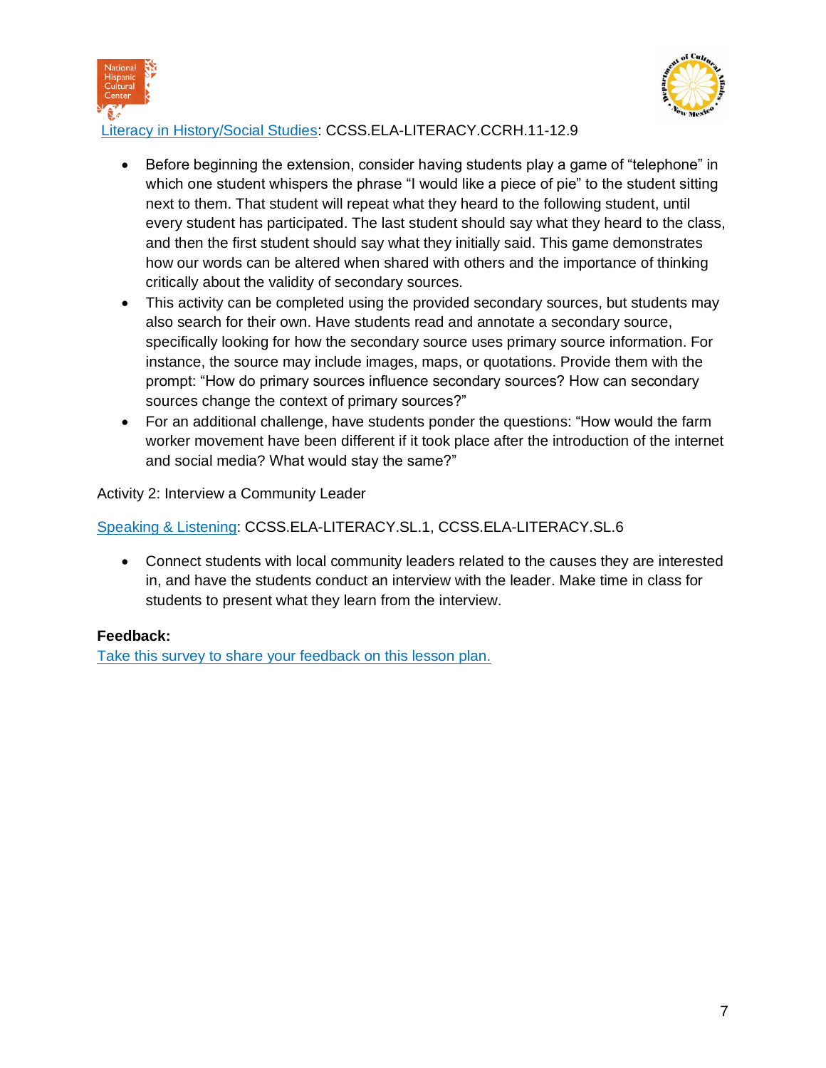Literacy in History/Social Studies: CCSS.ELA-LITERACY.CCRH.11-12.9

- Before beginning the extension, consider having students play a game of "telephone" in which one student whispers the phrase "I would like a piece of pie" to the student sitting next to them. That student will repeat what they heard to the following student, until every student has participated. The last student should say what they heard to the class, and then the first student should say what they initially said. This game demonstrates how our words can be altered when shared with others and the importance of thinking critically about the validity of secondary sources.
- This activity can be completed using the provided secondary sources, but students may also search for their own. Have students read and annotate a secondary source, specifically looking for how the secondary source uses primary source information. For instance, the source may include images, maps, or quotations. Provide them with the prompt: "How do primary sources influence secondary sources? How can secondary sources change the context of primary sources?"
- For an additional challenge, have students ponder the questions: "How would the farm worker movement have been different if it took place after the introduction of the internet and social media? What would stay the same?"

Activity 2: Interview a Community Leader

Speaking & Listening: CCSS.ELA-LITERACY.SL.1, CCSS.ELA-LITERACY.SL.6

- Connect students with local community leaders related to the causes they are interested in, and have the students conduct an interview with the leader. Make time in class for students to present what they learn from the interview.

**Feedback:**
Take this survey to share your feedback on this lesson plan.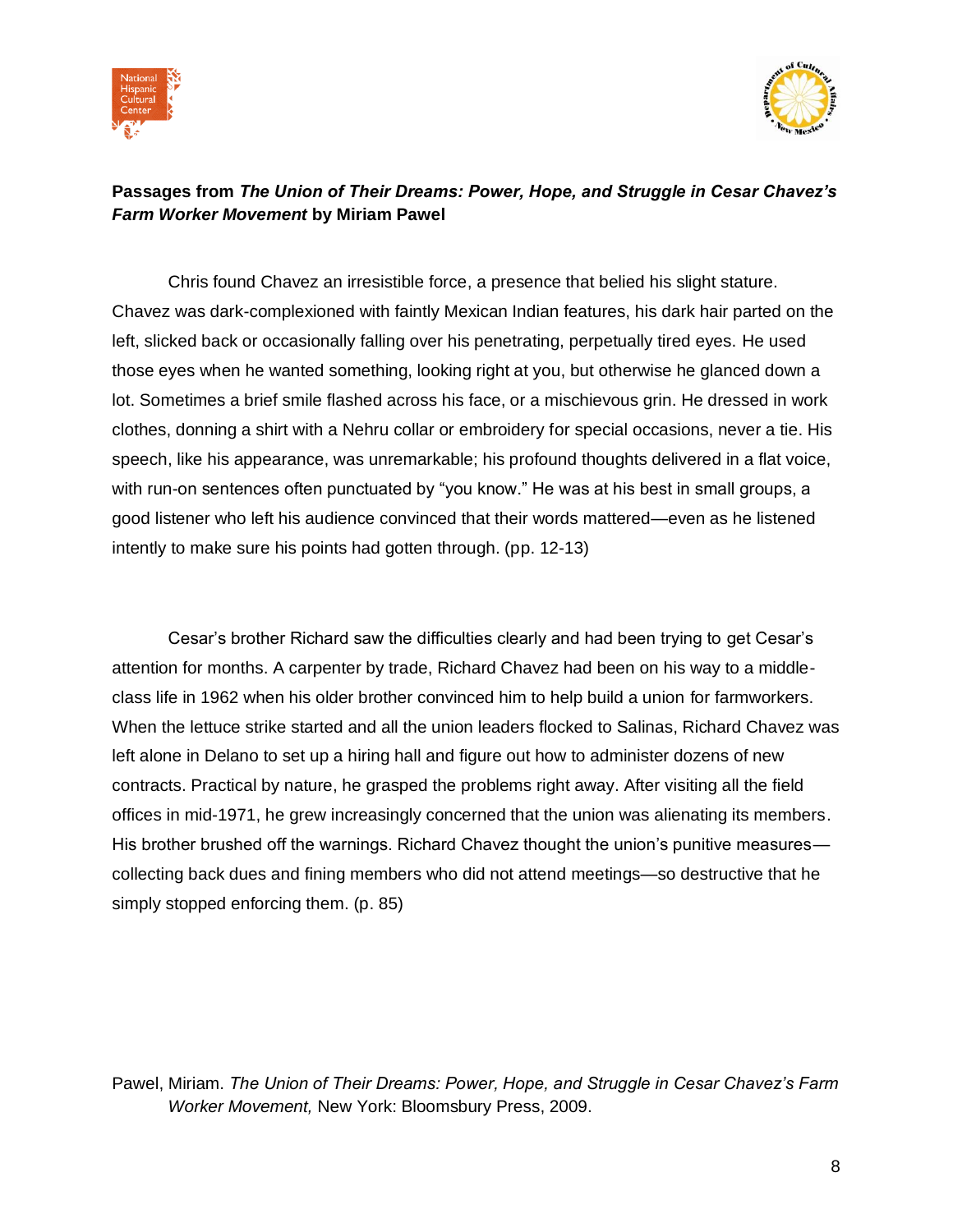**Passages from *The Union of Their Dreams: Power, Hope, and Struggle in Cesar Chavez's Farm Worker Movement* by Miriam Pawel**

Chris found Chavez an irresistible force, a presence that belied his slight stature. Chavez was dark-complexioned with faintly Mexican Indian features, his dark hair parted on the left, slicked back or occasionally falling over his penetrating, perpetually tired eyes. He used those eyes when he wanted something, looking right at you, but otherwise he glanced down a lot. Sometimes a brief smile flashed across his face, or a mischievous grin. He dressed in work clothes, donning a shirt with a Nehru collar or embroidery for special occasions, never a tie. His speech, like his appearance, was unremarkable; his profound thoughts delivered in a flat voice, with run-on sentences often punctuated by "you know." He was at his best in small groups, a good listener who left his audience convinced that their words mattered—even as he listened intently to make sure his points had gotten through. (pp. 12-13)

Cesar's brother Richard saw the difficulties clearly and had been trying to get Cesar's attention for months. A carpenter by trade, Richard Chavez had been on his way to a middle-class life in 1962 when his older brother convinced him to help build a union for farmworkers. When the lettuce strike started and all the union leaders flocked to Salinas, Richard Chavez was left alone in Delano to set up a hiring hall and figure out how to administer dozens of new contracts. Practical by nature, he grasped the problems right away. After visiting all the field offices in mid-1971, he grew increasingly concerned that the union was alienating its members. His brother brushed off the warnings. Richard Chavez thought the union's punitive measures—collecting back dues and fining members who did not attend meetings—so destructive that he simply stopped enforcing them. (p. 85)

Pawel, Miriam. *The Union of Their Dreams: Power, Hope, and Struggle in Cesar Chavez's Farm Worker Movement,* New York: Bloomsbury Press, 2009.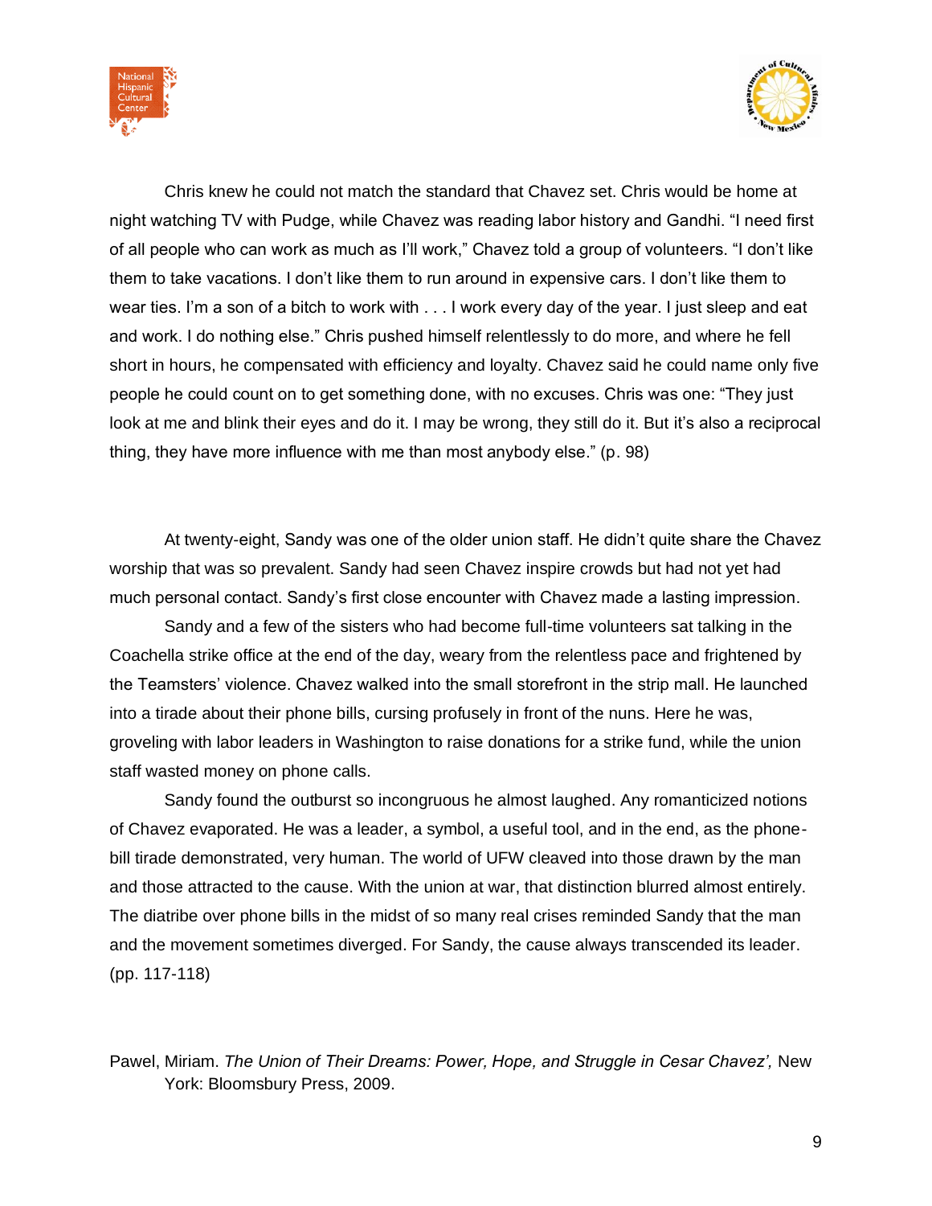Chris knew he could not match the standard that Chavez set. Chris would be home at night watching TV with Pudge, while Chavez was reading labor history and Gandhi. "I need first of all people who can work as much as I'll work," Chavez told a group of volunteers. "I don't like them to take vacations. I don't like them to run around in expensive cars. I don't like them to wear ties. I'm a son of a bitch to work with . . . I work every day of the year. I just sleep and eat and work. I do nothing else." Chris pushed himself relentlessly to do more, and where he fell short in hours, he compensated with efficiency and loyalty. Chavez said he could name only five people he could count on to get something done, with no excuses. Chris was one: "They just look at me and blink their eyes and do it. I may be wrong, they still do it. But it's also a reciprocal thing, they have more influence with me than most anybody else." (p. 98)

At twenty-eight, Sandy was one of the older union staff. He didn't quite share the Chavez worship that was so prevalent. Sandy had seen Chavez inspire crowds but had not yet had much personal contact. Sandy's first close encounter with Chavez made a lasting impression.

Sandy and a few of the sisters who had become full-time volunteers sat talking in the Coachella strike office at the end of the day, weary from the relentless pace and frightened by the Teamsters' violence. Chavez walked into the small storefront in the strip mall. He launched into a tirade about their phone bills, cursing profusely in front of the nuns. Here he was, groveling with labor leaders in Washington to raise donations for a strike fund, while the union staff wasted money on phone calls.

Sandy found the outburst so incongruous he almost laughed. Any romanticized notions of Chavez evaporated. He was a leader, a symbol, a useful tool, and in the end, as the phone-bill tirade demonstrated, very human. The world of UFW cleaved into those drawn by the man and those attracted to the cause. With the union at war, that distinction blurred almost entirely. The diatribe over phone bills in the midst of so many real crises reminded Sandy that the man and the movement sometimes diverged. For Sandy, the cause always transcended its leader. (pp. 117-118)

Pawel, Miriam. *The Union of Their Dreams: Power, Hope, and Struggle in Cesar Chavez',* New York: Bloomsbury Press, 2009.